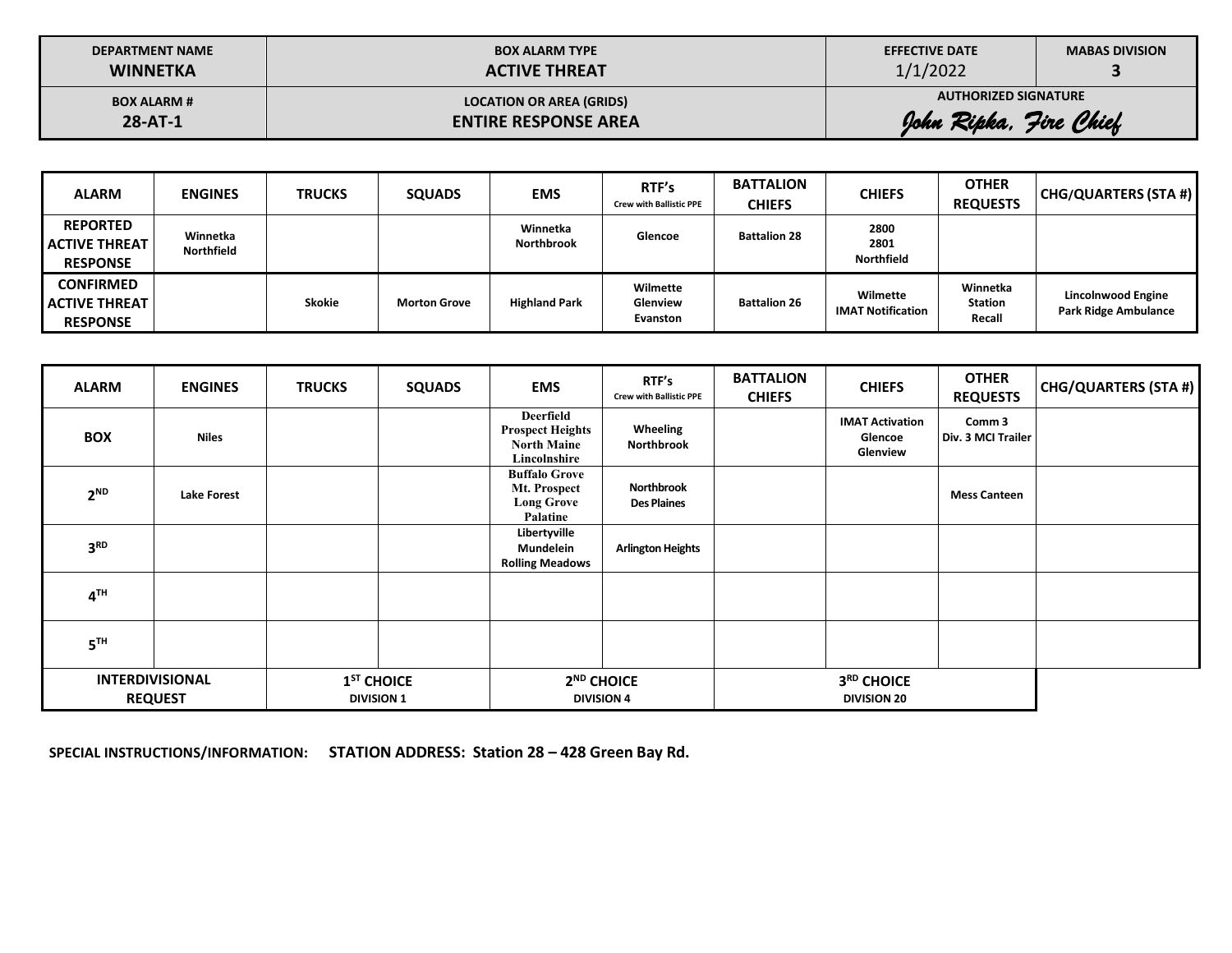| DEPARTMENT NAME | BOX ALARM TYPE | EFFECTIVE DATE | MABAS DIVISION |
|---|---|---|---|
| **WINNETKA** | **ACTIVE THREAT** | 1/1/2022 | **3** |
| **BOX ALARM #** | **LOCATION OR AREA (GRIDS)** | **AUTHORIZED SIGNATURE** | |
| **28-AT-1** | **ENTIRE RESPONSE AREA** | *John Ripka, Fire Chief* | |

| ALARM | ENGINES | TRUCKS | SQUADS | EMS | RTF's Crew with Ballistic PPE | BATTALION CHIEFS | CHIEFS | OTHER REQUESTS | CHG/QUARTERS (STA #) |
|---|---|---|---|---|---|---|---|---|---|
| **REPORTED ACTIVE THREAT RESPONSE** | Winnetka Northfield | | | Winnetka Northbrook | Glencoe | Battalion 28 | 2800 2801 Northfield | | |
| **CONFIRMED ACTIVE THREAT RESPONSE** | | Skokie | Morton Grove | Highland Park | Wilmette Glenview Evanston | Battalion 26 | Wilmette IMAT Notification | Winnetka Station Recall | Lincolnwood Engine Park Ridge Ambulance |

| ALARM | ENGINES | TRUCKS | SQUADS | EMS | RTF's Crew with Ballistic PPE | BATTALION CHIEFS | CHIEFS | OTHER REQUESTS | CHG/QUARTERS (STA #) |
|---|---|---|---|---|---|---|---|---|---|
| **BOX** | Niles | | | Deerfield Prospect Heights North Maine Lincolnshire | Wheeling Northbrook | | IMAT Activation Glencoe Glenview | Comm 3 Div. 3 MCI Trailer | |
| **2ND** | Lake Forest | | | Buffalo Grove Mt. Prospect Long Grove Palatine | Northbrook Des Plaines | | | Mess Canteen | |
| **3RD** | | | | Libertyville Mundelein Rolling Meadows | Arlington Heights | | | | |
| **4TH** | | | | | | | | | |
| **5TH** | | | | | | | | | |
| **INTERDIVISIONAL REQUEST** | | 1ST CHOICE DIVISION 1 | | 2ND CHOICE DIVISION 4 | | 3RD CHOICE DIVISION 20 | | | |

**SPECIAL INSTRUCTIONS/INFORMATION:** **STATION ADDRESS: Station 28 – 428 Green Bay Rd.**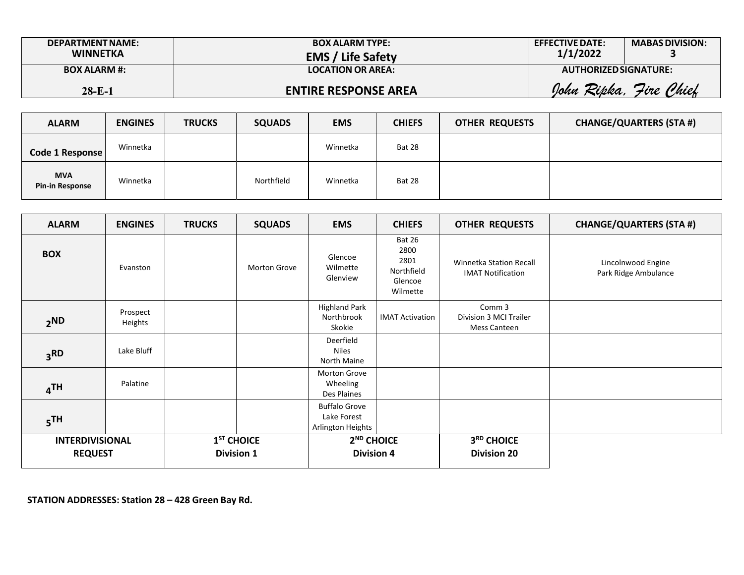| DEPARTMENT NAME: WINNETKA | BOX ALARM TYPE: EMS / Life Safety | EFFECTIVE DATE: 1/1/2022 | MABAS DIVISION: 3 |
|---|---|---|---|
| **BOX ALARM #:** 28-E-1 | **LOCATION OR AREA:** ENTIRE RESPONSE AREA | **AUTHORIZED SIGNATURE:** *John Ripka, Fire Chief* | |

| ALARM | ENGINES | TRUCKS | SQUADS | EMS | CHIEFS | OTHER REQUESTS | CHANGE/QUARTERS (STA #) |
|---|---|---|---|---|---|---|---|
| **Code 1 Response** | Winnetka | | | Winnetka | Bat 28 | | |
| **MVA Pin-in Response** | Winnetka | | Northfield | Winnetka | Bat 28 | | |

| ALARM | ENGINES | TRUCKS | SQUADS | EMS | CHIEFS | OTHER REQUESTS | CHANGE/QUARTERS (STA #) |
|---|---|---|---|---|---|---|---|
| **BOX** | Evanston | | Morton Grove | Glencoe<br>Wilmette<br>Glenview | Bat 26<br>2800<br>2801<br>Northfield<br>Glencoe<br>Wilmette | Winnetka Station Recall<br>IMAT Notification | Lincolnwood Engine<br>Park Ridge Ambulance |
| **2ND** | Prospect Heights | | | Highland Park<br>Northbrook<br>Skokie | IMAT Activation | Comm 3<br>Division 3 MCI Trailer<br>Mess Canteen | |
| **3RD** | Lake Bluff | | | Deerfield<br>Niles<br>North Maine | | | |
| **4TH** | Palatine | | | Morton Grove<br>Wheeling<br>Des Plaines | | | |
| **5TH** | | | | Buffalo Grove<br>Lake Forest<br>Arlington Heights | | | |
| **INTERDIVISIONAL REQUEST** | | **1ST CHOICE Division 1** | | **2ND CHOICE Division 4** | | **3RD CHOICE Division 20** | |

**STATION ADDRESSES: Station 28 – 428 Green Bay Rd.**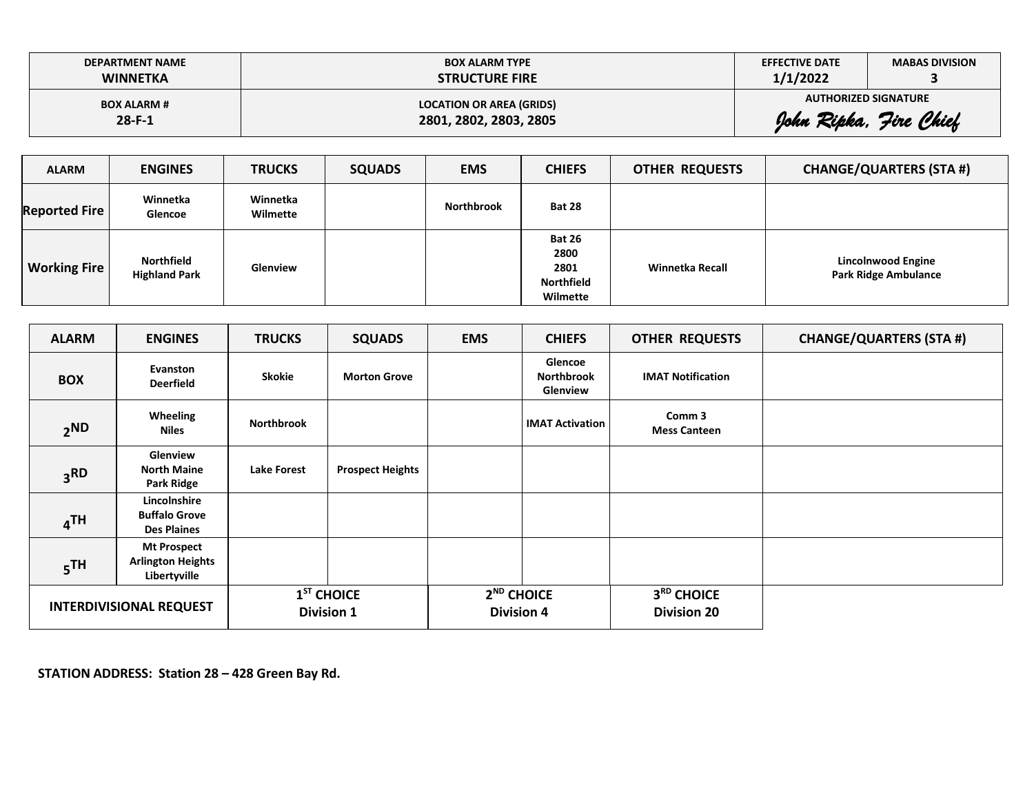| DEPARTMENT NAME | BOX ALARM TYPE | EFFECTIVE DATE | MABAS DIVISION |
|---|---|---|---|
| **WINNETKA** | **STRUCTURE FIRE** | **1/1/2022** | **3** |
| **BOX ALARM #** | **LOCATION OR AREA (GRIDS)** | **AUTHORIZED SIGNATURE** | |
| **28-F-1** | **2801, 2802, 2803, 2805** | *John Ripka, Fire Chief* | |

| ALARM | ENGINES | TRUCKS | SQUADS | EMS | CHIEFS | OTHER REQUESTS | CHANGE/QUARTERS (STA #) |
|---|---|---|---|---|---|---|---|
| **Reported Fire** | Winnetka<br>Glencoe | Winnetka<br>Wilmette | | Northbrook | Bat 28 | | |
| **Working Fire** | Northfield<br>Highland Park | Glenview | | | Bat 26<br>2800<br>2801<br>Northfield<br>Wilmette | Winnetka Recall | Lincolnwood Engine<br>Park Ridge Ambulance |

| ALARM | ENGINES | TRUCKS | SQUADS | EMS | CHIEFS | OTHER REQUESTS | CHANGE/QUARTERS (STA #) |
|---|---|---|---|---|---|---|---|
| **BOX** | Evanston<br>Deerfield | Skokie | Morton Grove | | Glencoe<br>Northbrook<br>Glenview | IMAT Notification | |
| **2ND** | Wheeling<br>Niles | Northbrook | | | IMAT Activation | Comm 3<br>Mess Canteen | |
| **3RD** | Glenview<br>North Maine<br>Park Ridge | Lake Forest | Prospect Heights | | | | |
| **4TH** | Lincolnshire<br>Buffalo Grove<br>Des Plaines | | | | | | |
| **5TH** | Mt Prospect<br>Arlington Heights<br>Libertyville | | | | | | |

| INTERDIVISIONAL REQUEST | 1ST CHOICE | 2ND CHOICE | 3RD CHOICE |
|---|---|---|---|
| | Division 1 | Division 4 | Division 20 |

**STATION ADDRESS: Station 28 – 428 Green Bay Rd.**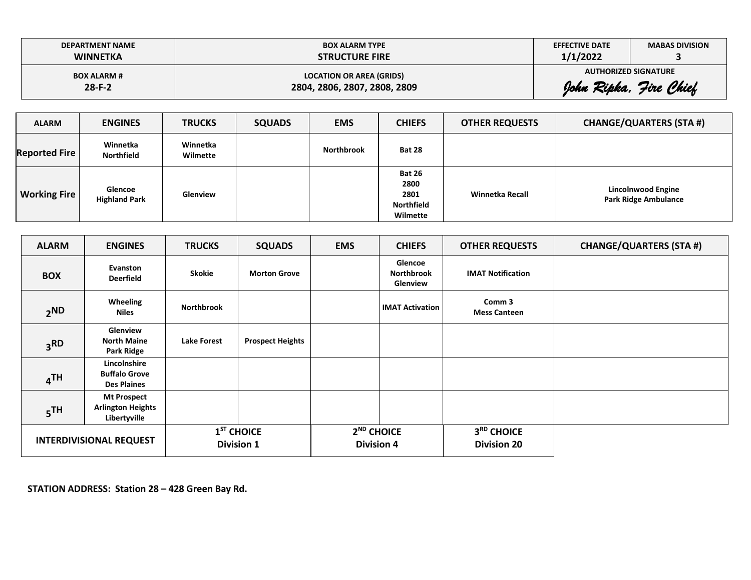| DEPARTMENT NAME | BOX ALARM TYPE | EFFECTIVE DATE | MABAS DIVISION |
|---|---|---|---|
| WINNETKA | STRUCTURE FIRE | 1/1/2022 | 3 |
| **BOX ALARM #** | **LOCATION OR AREA (GRIDS)** | **AUTHORIZED SIGNATURE** | |
| 28-F-2 | 2804, 2806, 2807, 2808, 2809 | *John Ripka, Fire Chief* | |

| ALARM | ENGINES | TRUCKS | SQUADS | EMS | CHIEFS | OTHER REQUESTS | CHANGE/QUARTERS (STA #) |
|---|---|---|---|---|---|---|---|
| Reported Fire | Winnetka<br>Northfield | Winnetka<br>Wilmette | | Northbrook | Bat 28 | | |
| Working Fire | Glencoe<br>Highland Park | Glenview | | | Bat 26<br>2800<br>2801<br>Northfield<br>Wilmette | Winnetka Recall | Lincolnwood Engine<br>Park Ridge Ambulance |

| ALARM | ENGINES | TRUCKS | SQUADS | EMS | CHIEFS | OTHER REQUESTS | CHANGE/QUARTERS (STA #) |
|---|---|---|---|---|---|---|---|
| BOX | Evanston<br>Deerfield | Skokie | Morton Grove | | Glencoe<br>Northbrook<br>Glenview | IMAT Notification | |
| 2ND | Wheeling<br>Niles | Northbrook | | | IMAT Activation | Comm 3<br>Mess Canteen | |
| 3RD | Glenview<br>North Maine<br>Park Ridge | Lake Forest | Prospect Heights | | | | |
| 4TH | Lincolnshire<br>Buffalo Grove<br>Des Plaines | | | | | | |
| 5TH | Mt Prospect<br>Arlington Heights<br>Libertyville | | | | | | |

| INTERDIVISIONAL REQUEST | 1ST CHOICE | 2ND CHOICE | 3RD CHOICE |
|---|---|---|---|
| | Division 1 | Division 4 | Division 20 |

**STATION ADDRESS: Station 28 – 428 Green Bay Rd.**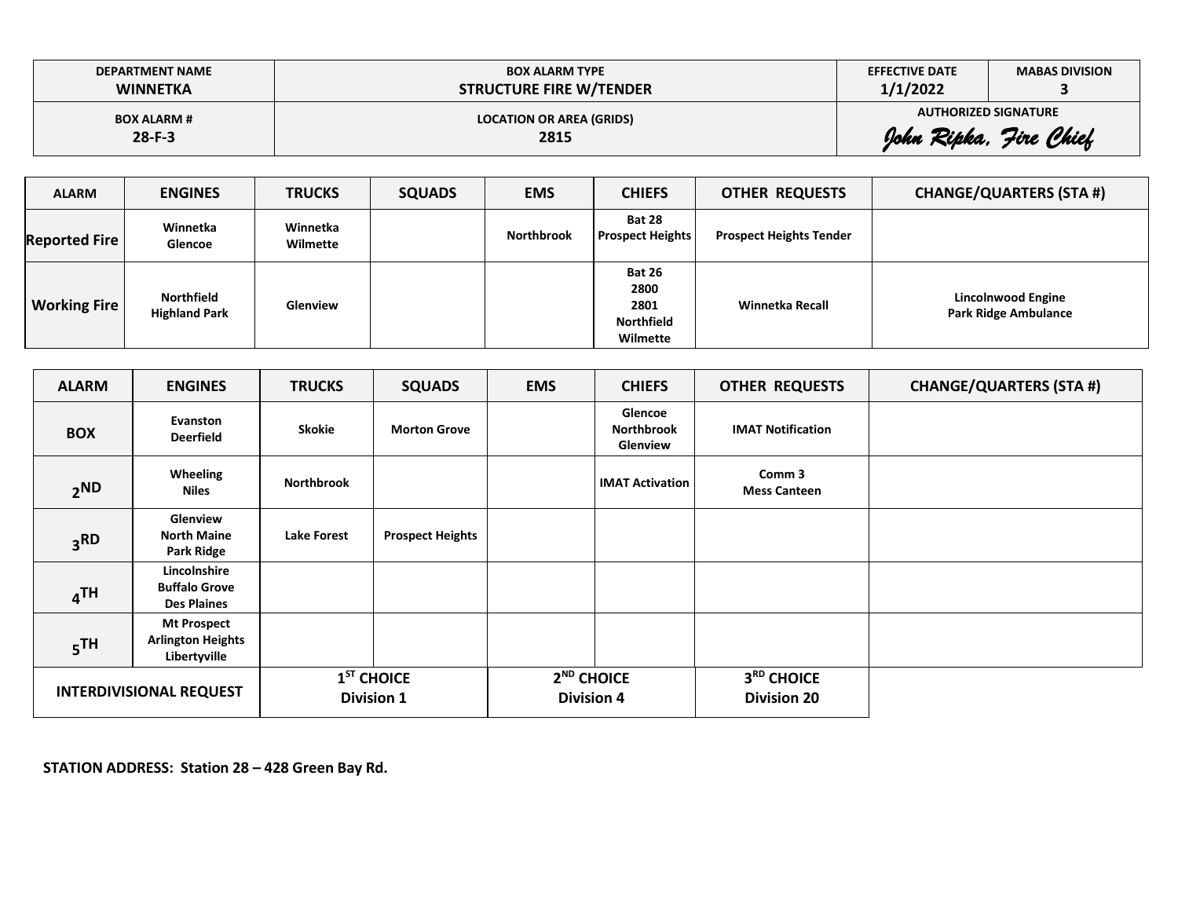| DEPARTMENT NAME | BOX ALARM TYPE | EFFECTIVE DATE | MABAS DIVISION |
|---|---|---|---|
| **WINNETKA** | **STRUCTURE FIRE W/TENDER** | **1/1/2022** | **3** |
| **BOX ALARM #** | **LOCATION OR AREA (GRIDS)** | **AUTHORIZED SIGNATURE** | |
| **28-F-3** | **2815** | *John Ripka, Fire Chief* | |

| ALARM | ENGINES | TRUCKS | SQUADS | EMS | CHIEFS | OTHER REQUESTS | CHANGE/QUARTERS (STA #) |
|---|---|---|---|---|---|---|---|
| **Reported Fire** | Winnetka<br>Glencoe | Winnetka<br>Wilmette | | Northbrook | Bat 28<br>Prospect Heights | Prospect Heights Tender | |
| **Working Fire** | Northfield<br>Highland Park | Glenview | | | Bat 26<br>2800<br>2801<br>Northfield<br>Wilmette | Winnetka Recall | Lincolnwood Engine<br>Park Ridge Ambulance |

| ALARM | ENGINES | TRUCKS | SQUADS | EMS | CHIEFS | OTHER REQUESTS | CHANGE/QUARTERS (STA #) |
|---|---|---|---|---|---|---|---|
| **BOX** | Evanston<br>Deerfield | Skokie | Morton Grove | | Glencoe<br>Northbrook<br>Glenview | IMAT Notification | |
| **2ND** | Wheeling<br>Niles | Northbrook | | | IMAT Activation | Comm 3<br>Mess Canteen | |
| **3RD** | Glenview<br>North Maine<br>Park Ridge | Lake Forest | Prospect Heights | | | | |
| **4TH** | Lincolnshire<br>Buffalo Grove<br>Des Plaines | | | | | | |
| **5TH** | Mt Prospect<br>Arlington Heights<br>Libertyville | | | | | | |
| **INTERDIVISIONAL REQUEST** | **1ST CHOICE**<br>**Division 1** | | **2ND CHOICE**<br>**Division 4** | | **3RD CHOICE**<br>**Division 20** | | |

**STATION ADDRESS: Station 28 – 428 Green Bay Rd.**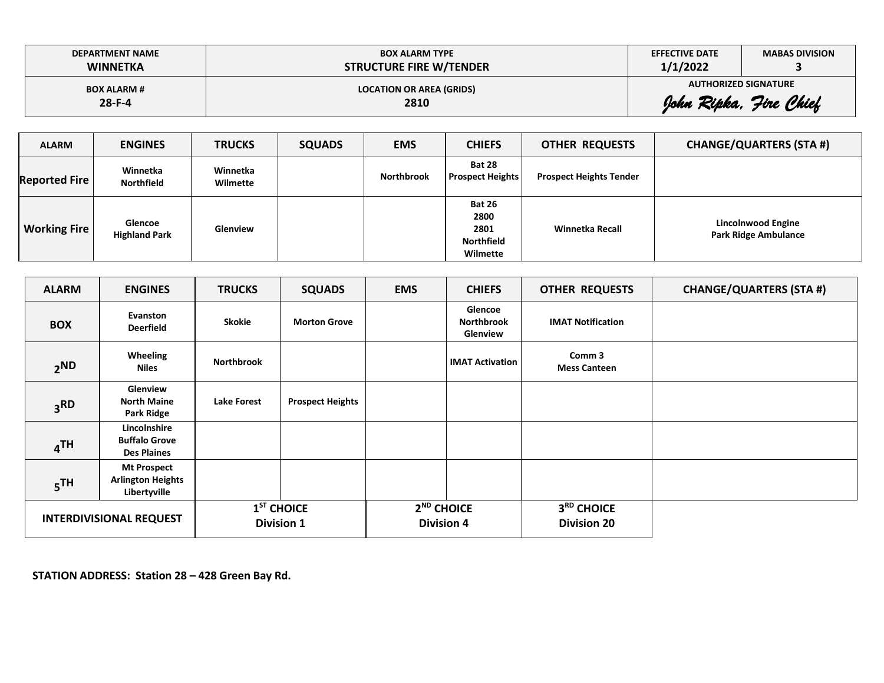| DEPARTMENT NAME | BOX ALARM TYPE | EFFECTIVE DATE | MABAS DIVISION |
|---|---|---|---|
| **WINNETKA** | **STRUCTURE FIRE W/TENDER** | **1/1/2022** | **3** |
| **BOX ALARM #** | **LOCATION OR AREA (GRIDS)** | **AUTHORIZED SIGNATURE** | |
| **28-F-4** | **2810** | *John Ripka, Fire Chief* | |

| ALARM | ENGINES | TRUCKS | SQUADS | EMS | CHIEFS | OTHER REQUESTS | CHANGE/QUARTERS (STA #) |
|---|---|---|---|---|---|---|---|
| **Reported Fire** | Winnetka<br>Northfield | Winnetka<br>Wilmette | | Northbrook | Bat 28<br>Prospect Heights | Prospect Heights Tender | |
| **Working Fire** | Glencoe<br>Highland Park | Glenview | | | Bat 26<br>2800<br>2801<br>Northfield<br>Wilmette | Winnetka Recall | Lincolnwood Engine<br>Park Ridge Ambulance |

| ALARM | ENGINES | TRUCKS | SQUADS | EMS | CHIEFS | OTHER REQUESTS | CHANGE/QUARTERS (STA #) |
|---|---|---|---|---|---|---|---|
| **BOX** | Evanston<br>Deerfield | Skokie | Morton Grove | | Glencoe<br>Northbrook<br>Glenview | IMAT Notification | |
| **2ND** | Wheeling<br>Niles | Northbrook | | | IMAT Activation | Comm 3<br>Mess Canteen | |
| **3RD** | Glenview<br>North Maine<br>Park Ridge | Lake Forest | Prospect Heights | | | | |
| **4TH** | Lincolnshire<br>Buffalo Grove<br>Des Plaines | | | | | | |
| **5TH** | Mt Prospect<br>Arlington Heights<br>Libertyville | | | | | | |

| INTERDIVISIONAL REQUEST | 1ST CHOICE | 2ND CHOICE | 3RD CHOICE |
|---|---|---|---|
| | **Division 1** | **Division 4** | **Division 20** |

**STATION ADDRESS: Station 28 – 428 Green Bay Rd.**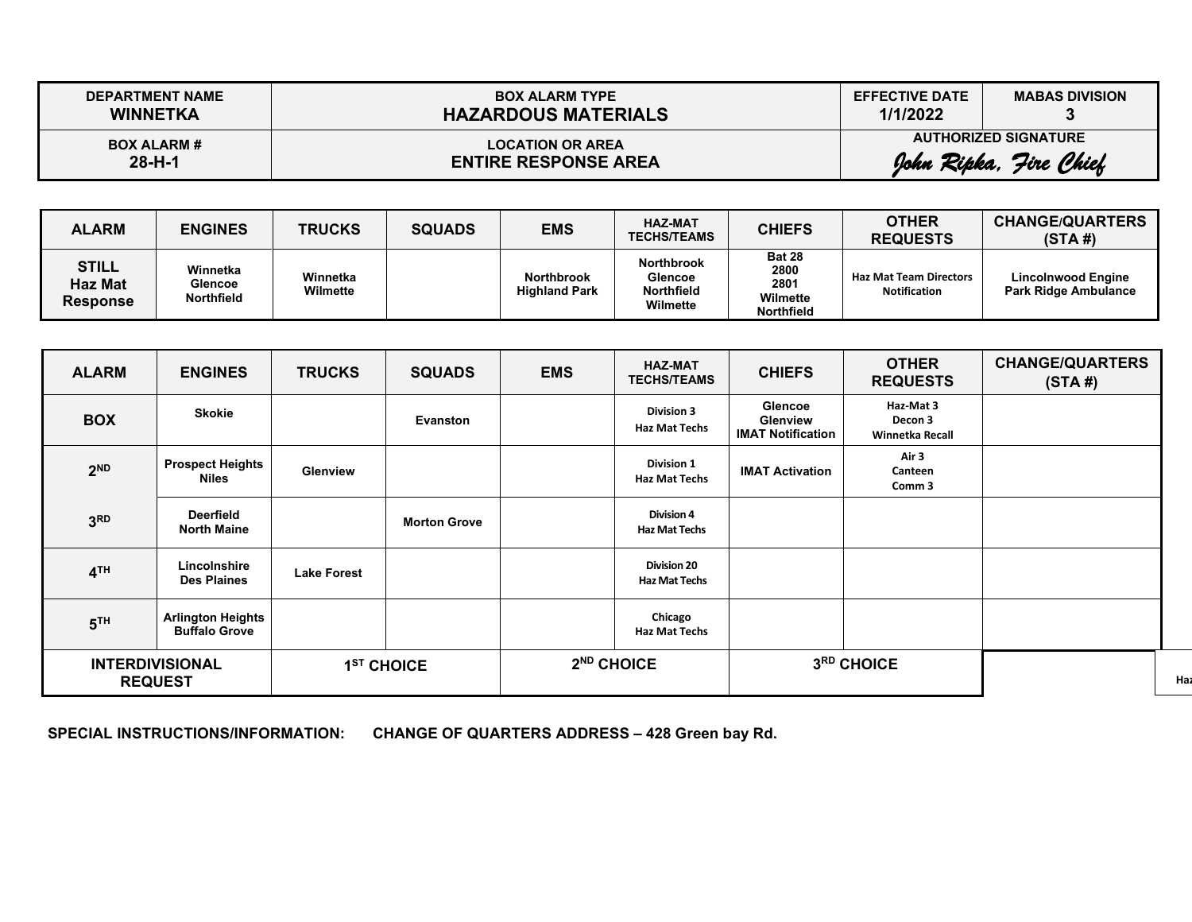| DEPARTMENT NAME | BOX ALARM TYPE | EFFECTIVE DATE | MABAS DIVISION |
|---|---|---|---|
| WINNETKA | HAZARDOUS MATERIALS | 1/1/2022 | 3 |
| BOX ALARM # | LOCATION OR AREA | AUTHORIZED SIGNATURE | |
| 28-H-1 | ENTIRE RESPONSE AREA | *John Ripka, Fire Chief* | |

| ALARM | ENGINES | TRUCKS | SQUADS | EMS | HAZ-MAT TECHS/TEAMS | CHIEFS | OTHER REQUESTS | CHANGE/QUARTERS (STA #) |
|---|---|---|---|---|---|---|---|---|
| STILL Haz Mat Response | Winnetka Glencoe Northfield | Winnetka Wilmette | | Northbrook Highland Park | Northbrook Glencoe Northfield Wilmette | Bat 28 2800 2801 Wilmette Northfield | Haz Mat Team Directors Notification | Lincolnwood Engine Park Ridge Ambulance |

| ALARM | ENGINES | TRUCKS | SQUADS | EMS | HAZ-MAT TECHS/TEAMS | CHIEFS | OTHER REQUESTS | CHANGE/QUARTERS (STA #) |
|---|---|---|---|---|---|---|---|---|
| BOX | Skokie | | Evanston | | Division 3 Haz Mat Techs | Glencoe Glenview IMAT Notification | Haz-Mat 3 Decon 3 Winnetka Recall | |
| 2ND | Prospect Heights Niles | Glenview | | | Division 1 Haz Mat Techs | IMAT Activation | Air 3 Canteen Comm 3 | |
| 3RD | Deerfield North Maine | | Morton Grove | | Division 4 Haz Mat Techs | | | |
| 4TH | Lincolnshire Des Plaines | Lake Forest | | | Division 20 Haz Mat Techs | | | |
| 5TH | Arlington Heights Buffalo Grove | | | | Chicago Haz Mat Techs | | | |
| INTERDIVISIONAL REQUEST | | 1ST CHOICE | | 2ND CHOICE | | 3RD CHOICE | | |

**SPECIAL INSTRUCTIONS/INFORMATION:** **CHANGE OF QUARTERS ADDRESS – 428 Green bay Rd.**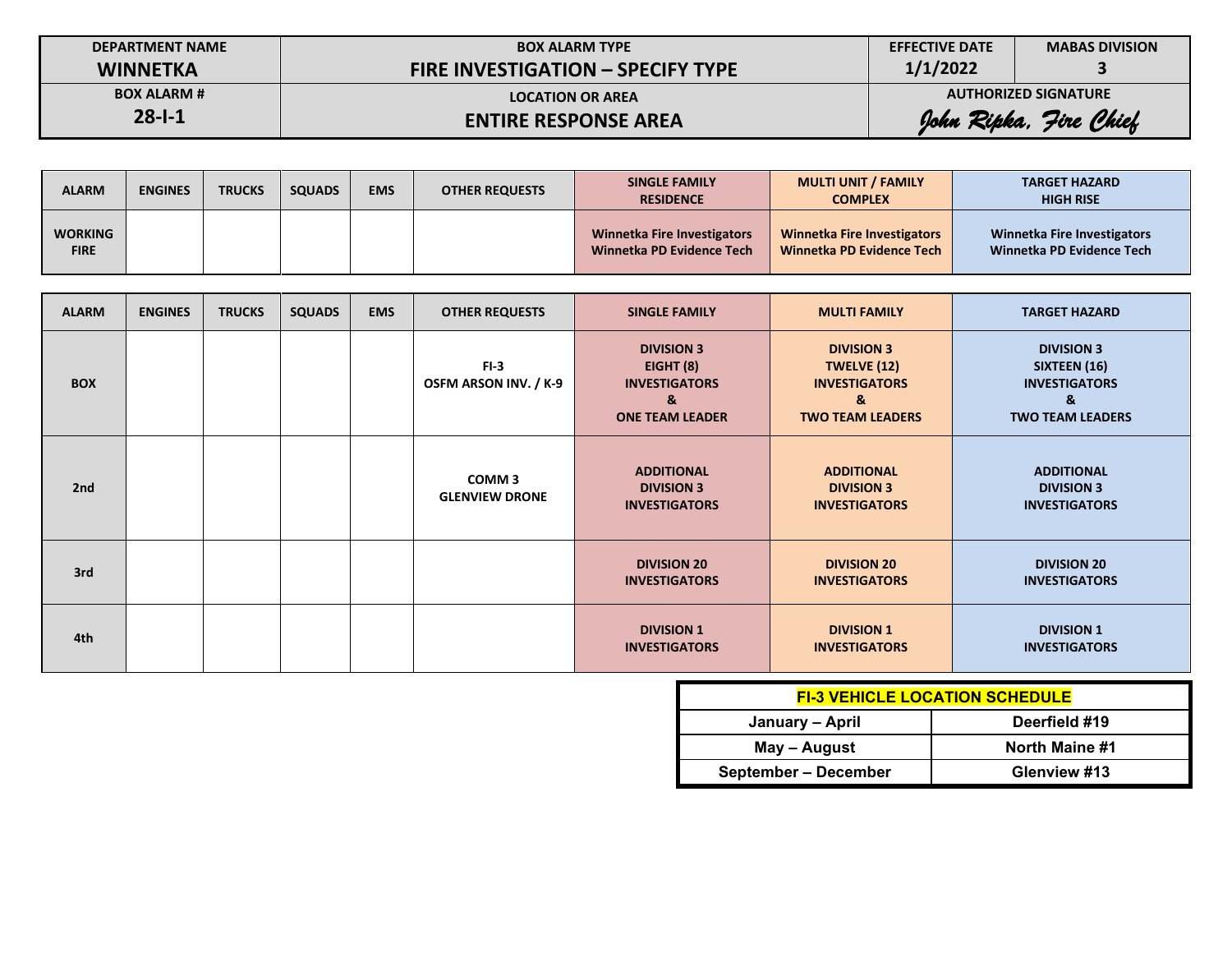| DEPARTMENT NAME | BOX ALARM TYPE | EFFECTIVE DATE | MABAS DIVISION |
|---|---|---|---|
| **WINNETKA** | **FIRE INVESTIGATION – SPECIFY TYPE** | **1/1/2022** | **3** |
| BOX ALARM # | LOCATION OR AREA | AUTHORIZED SIGNATURE | |
| **28-I-1** | **ENTIRE RESPONSE AREA** | *John Ripka, Fire Chief* | |

| ALARM | ENGINES | TRUCKS | SQUADS | EMS | OTHER REQUESTS | SINGLE FAMILY RESIDENCE | MULTI UNIT / FAMILY COMPLEX | TARGET HAZARD HIGH RISE |
|---|---|---|---|---|---|---|---|---|
| WORKING FIRE | | | | | | Winnetka Fire Investigators Winnetka PD Evidence Tech | Winnetka Fire Investigators Winnetka PD Evidence Tech | Winnetka Fire Investigators Winnetka PD Evidence Tech |

| ALARM | ENGINES | TRUCKS | SQUADS | EMS | OTHER REQUESTS | SINGLE FAMILY | MULTI FAMILY | TARGET HAZARD |
|---|---|---|---|---|---|---|---|---|
| BOX | | | | | FI-3 OSFM ARSON INV. / K-9 | DIVISION 3 EIGHT (8) INVESTIGATORS & ONE TEAM LEADER | DIVISION 3 TWELVE (12) INVESTIGATORS & TWO TEAM LEADERS | DIVISION 3 SIXTEEN (16) INVESTIGATORS & TWO TEAM LEADERS |
| 2nd | | | | | COMM 3 GLENVIEW DRONE | ADDITIONAL DIVISION 3 INVESTIGATORS | ADDITIONAL DIVISION 3 INVESTIGATORS | ADDITIONAL DIVISION 3 INVESTIGATORS |
| 3rd | | | | | | DIVISION 20 INVESTIGATORS | DIVISION 20 INVESTIGATORS | DIVISION 20 INVESTIGATORS |
| 4th | | | | | | DIVISION 1 INVESTIGATORS | DIVISION 1 INVESTIGATORS | DIVISION 1 INVESTIGATORS |

| FI-3 VEHICLE LOCATION SCHEDULE | |
|---|---|
| January – April | Deerfield #19 |
| May – August | North Maine #1 |
| September – December | Glenview #13 |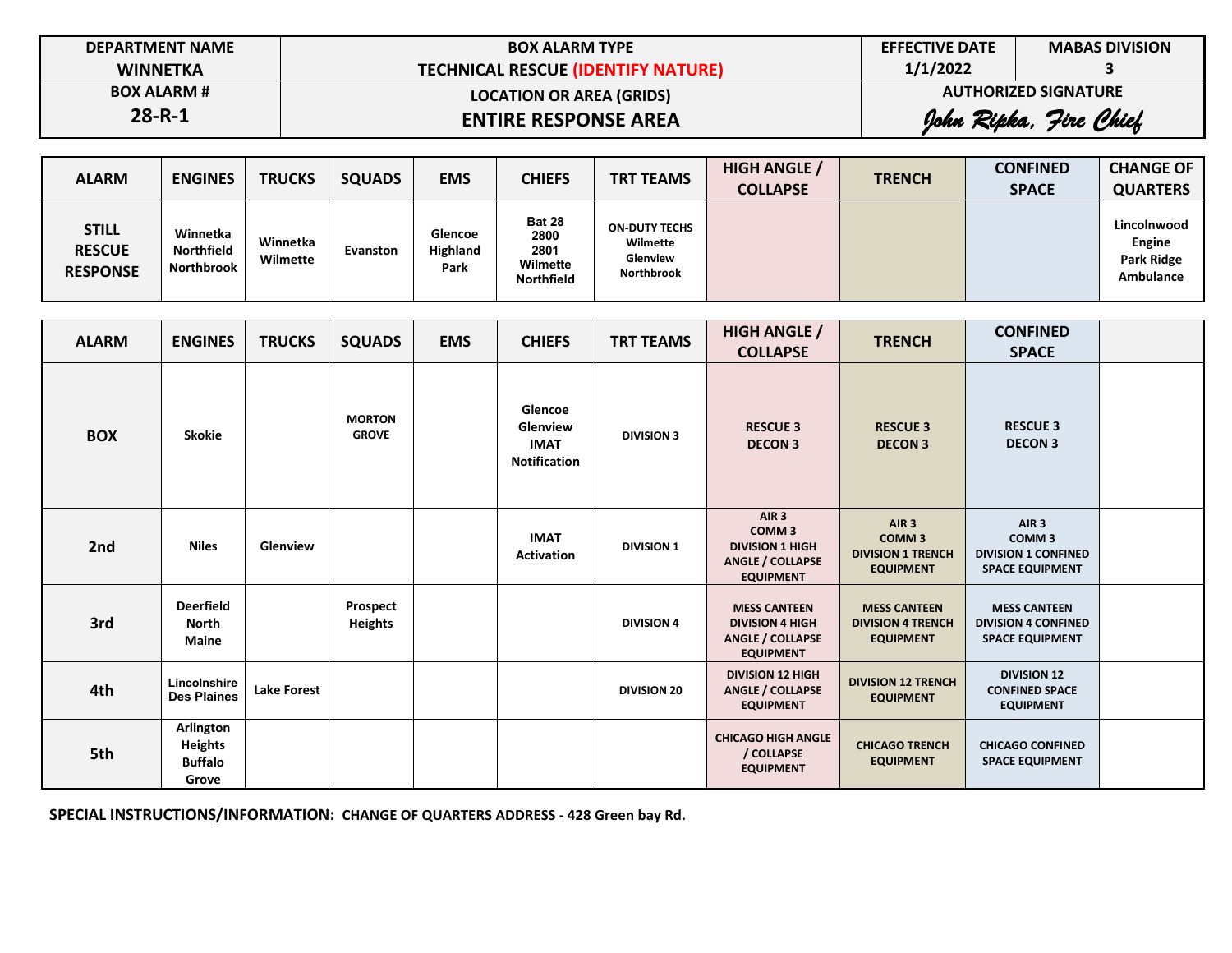| DEPARTMENT NAME | BOX ALARM TYPE | EFFECTIVE DATE | MABAS DIVISION |
|---|---|---|---|
| WINNETKA | TECHNICAL RESCUE (IDENTIFY NATURE) | 1/1/2022 | 3 |
| BOX ALARM # | LOCATION OR AREA (GRIDS) | AUTHORIZED SIGNATURE | |
| 28-R-1 | ENTIRE RESPONSE AREA | *John Ripka, Fire Chief* | |

| ALARM | ENGINES | TRUCKS | SQUADS | EMS | CHIEFS | TRT TEAMS | HIGH ANGLE / COLLAPSE | TRENCH | CONFINED SPACE | CHANGE OF QUARTERS |
|---|---|---|---|---|---|---|---|---|---|---|
| STILL RESCUE RESPONSE | Winnetka Northfield Northbrook | Winnetka Wilmette | Evanston | Glencoe Highland Park | Bat 28 2800 2801 Wilmette Northfield | ON-DUTY TECHS Wilmette Glenview Northbrook | | | | Lincolnwood Engine Park Ridge Ambulance |

| ALARM | ENGINES | TRUCKS | SQUADS | EMS | CHIEFS | TRT TEAMS | HIGH ANGLE / COLLAPSE | TRENCH | CONFINED SPACE | |
|---|---|---|---|---|---|---|---|---|---|---|
| BOX | Skokie | | MORTON GROVE | | Glencoe Glenview IMAT Notification | DIVISION 3 | RESCUE 3 DECON 3 | RESCUE 3 DECON 3 | RESCUE 3 DECON 3 | |
| 2nd | Niles | Glenview | | | IMAT Activation | DIVISION 1 | AIR 3 COMM 3 DIVISION 1 HIGH ANGLE / COLLAPSE EQUIPMENT | AIR 3 COMM 3 DIVISION 1 TRENCH EQUIPMENT | AIR 3 COMM 3 DIVISION 1 CONFINED SPACE EQUIPMENT | |
| 3rd | Deerfield North Maine | | Prospect Heights | | | DIVISION 4 | MESS CANTEEN DIVISION 4 HIGH ANGLE / COLLAPSE EQUIPMENT | MESS CANTEEN DIVISION 4 TRENCH EQUIPMENT | MESS CANTEEN DIVISION 4 CONFINED SPACE EQUIPMENT | |
| 4th | Lincolnshire Des Plaines | Lake Forest | | | | DIVISION 20 | DIVISION 12 HIGH ANGLE / COLLAPSE EQUIPMENT | DIVISION 12 TRENCH EQUIPMENT | DIVISION 12 CONFINED SPACE EQUIPMENT | |
| 5th | Arlington Heights Buffalo Grove | | | | | | CHICAGO HIGH ANGLE / COLLAPSE EQUIPMENT | CHICAGO TRENCH EQUIPMENT | CHICAGO CONFINED SPACE EQUIPMENT | |

**SPECIAL INSTRUCTIONS/INFORMATION: CHANGE OF QUARTERS ADDRESS - 428 Green bay Rd.**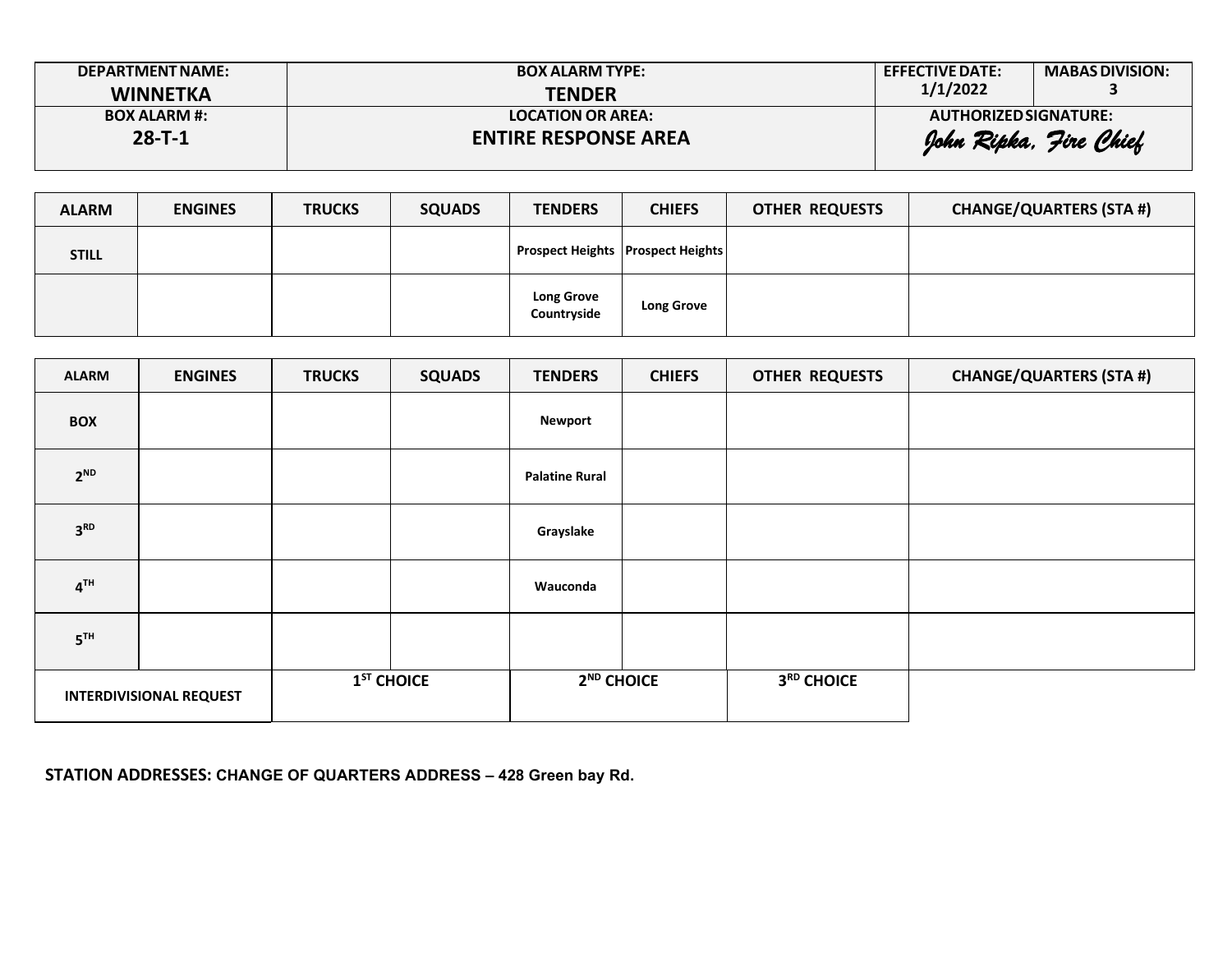| DEPARTMENT NAME: | BOX ALARM TYPE: | EFFECTIVE DATE: | MABAS DIVISION: |
|---|---|---|---|
| **WINNETKA** | **TENDER** | 1/1/2022 | 3 |
| **BOX ALARM #:** | **LOCATION OR AREA:** | **AUTHORIZED SIGNATURE:** | |
| **28-T-1** | **ENTIRE RESPONSE AREA** | *John Ripka, Fire Chief* | |

| ALARM | ENGINES | TRUCKS | SQUADS | TENDERS | CHIEFS | OTHER REQUESTS | CHANGE/QUARTERS (STA #) |
|---|---|---|---|---|---|---|---|
| **STILL** | | | | **Prospect Heights** | **Prospect Heights** | | |
| | | | | **Long Grove Countryside** | **Long Grove** | | |

| ALARM | ENGINES | TRUCKS | SQUADS | TENDERS | CHIEFS | OTHER REQUESTS | CHANGE/QUARTERS (STA #) |
|---|---|---|---|---|---|---|---|
| **BOX** | | | | **Newport** | | | |
| **2ND** | | | | **Palatine Rural** | | | |
| **3RD** | | | | **Grayslake** | | | |
| **4TH** | | | | **Wauconda** | | | |
| **5TH** | | | | | | | |

| INTERDIVISIONAL REQUEST | 1ST CHOICE | 2ND CHOICE | 3RD CHOICE |
|---|---|---|---|
| | | | |

**STATION ADDRESSES: CHANGE OF QUARTERS ADDRESS – 428 Green bay Rd.**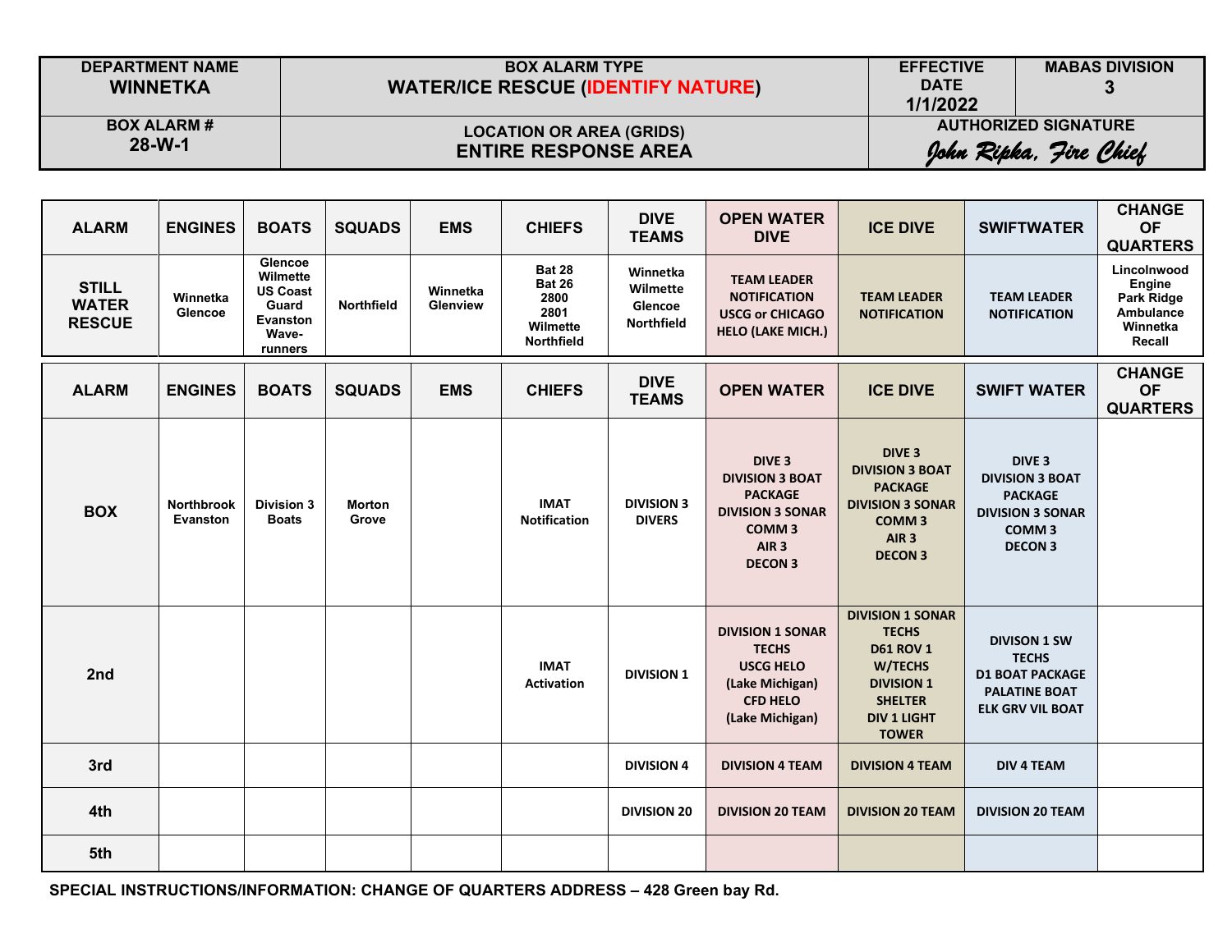| DEPARTMENT NAME | BOX ALARM TYPE | EFFECTIVE DATE | MABAS DIVISION |
|---|---|---|---|
| **WINNETKA** | **WATER/ICE RESCUE (IDENTIFY NATURE)** | **1/1/2022** | **3** |
| **BOX ALARM #** | **LOCATION OR AREA (GRIDS)** | **AUTHORIZED SIGNATURE** | |
| **28-W-1** | **ENTIRE RESPONSE AREA** | *John Ripka, Fire Chief* | |

| ALARM | ENGINES | BOATS | SQUADS | EMS | CHIEFS | DIVE TEAMS | OPEN WATER DIVE | ICE DIVE | SWIFTWATER | CHANGE OF QUARTERS |
|---|---|---|---|---|---|---|---|---|---|---|
| **STILL WATER RESCUE** | Winnetka Glencoe | Glencoe Wilmette US Coast Guard Evanston Wave-runners | Northfield | Winnetka Glenview | Bat 28 Bat 26 2800 2801 Wilmette Northfield | Winnetka Wilmette Glencoe Northfield | TEAM LEADER NOTIFICATION USCG or CHICAGO HELO (LAKE MICH.) | TEAM LEADER NOTIFICATION | TEAM LEADER NOTIFICATION | Lincolnwood Engine Park Ridge Ambulance Winnetka Recall |

| ALARM | ENGINES | BOATS | SQUADS | EMS | CHIEFS | DIVE TEAMS | OPEN WATER | ICE DIVE | SWIFT WATER | CHANGE OF QUARTERS |
|---|---|---|---|---|---|---|---|---|---|---|
| **BOX** | Northbrook Evanston | Division 3 Boats | Morton Grove | | IMAT Notification | DIVISION 3 DIVERS | DIVE 3 DIVISION 3 BOAT PACKAGE DIVISION 3 SONAR COMM 3 AIR 3 DECON 3 | DIVE 3 DIVISION 3 BOAT PACKAGE DIVISION 3 SONAR COMM 3 AIR 3 DECON 3 | DIVE 3 DIVISION 3 BOAT PACKAGE DIVISION 3 SONAR COMM 3 DECON 3 | |
| **2nd** | | | | | IMAT Activation | DIVISION 1 | DIVISION 1 SONAR TECHS USCG HELO (Lake Michigan) CFD HELO (Lake Michigan) | DIVISION 1 SONAR TECHS D61 ROV 1 W/TECHS DIVISION 1 SHELTER DIV 1 LIGHT TOWER | DIVSON 1 SW TECHS D1 BOAT PACKAGE PALATINE BOAT ELK GRV VIL BOAT | |
| **3rd** | | | | | | DIVISION 4 | DIVISION 4 TEAM | DIVISION 4 TEAM | DIV 4 TEAM | |
| **4th** | | | | | | DIVISION 20 | DIVISION 20 TEAM | DIVISION 20 TEAM | DIVISION 20 TEAM | |
| **5th** | | | | | | | | | | |

**SPECIAL INSTRUCTIONS/INFORMATION: CHANGE OF QUARTERS ADDRESS – 428 Green bay Rd.**